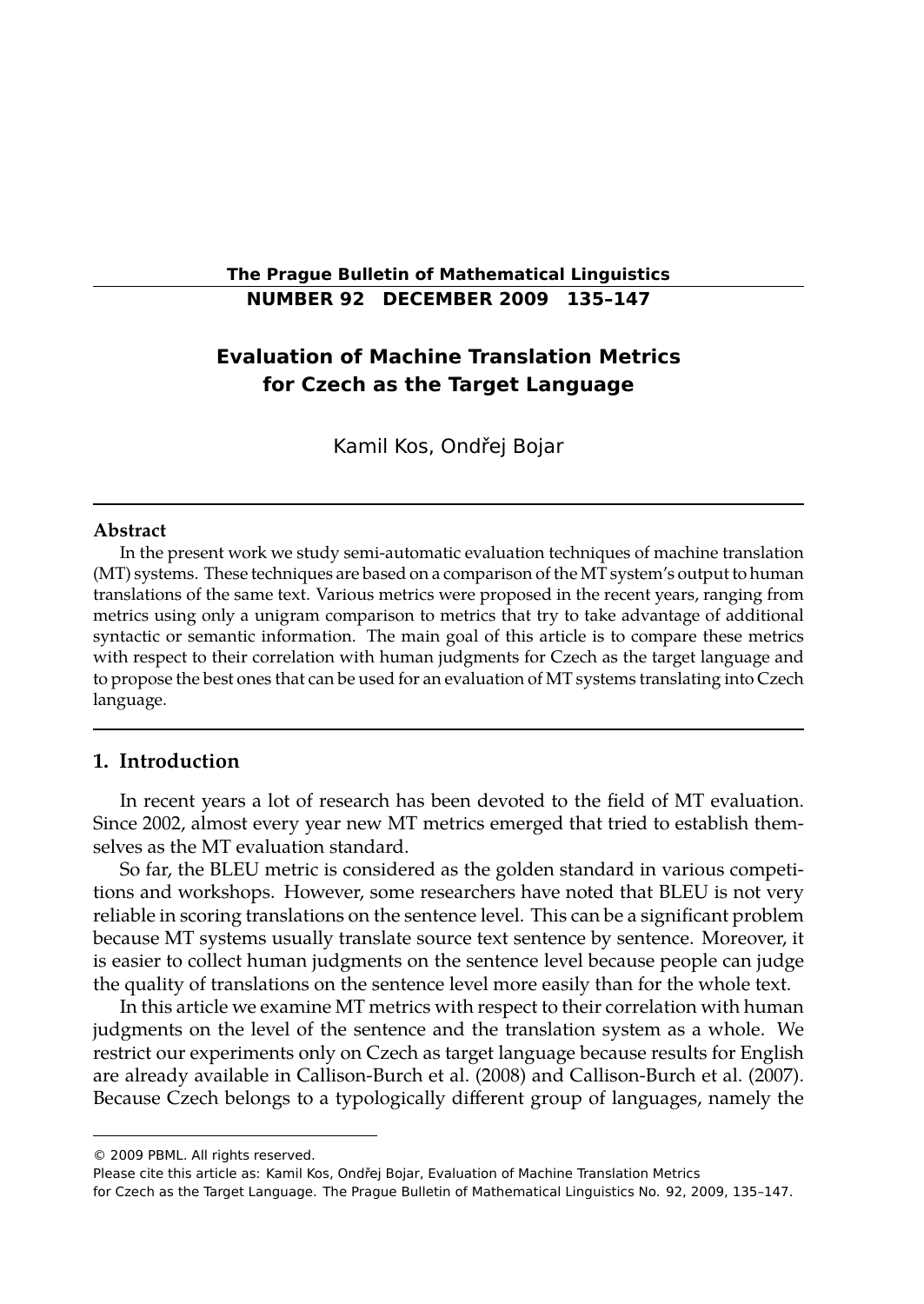# Evaluation of Machine Translation Metrics for Czech as the Target Language

Kamil Kos, Ondřej Bojar

### Abstract

In the present work we study semi-automatic evaluation techniques of machine translation (MT) systems. These techniques are based on a comparison of the MT system's output to human translations of the same text. Various metrics were proposed in the recent years, ranging from metrics using only a unigram comparison to metrics that try to take advantage of additional syntactic or semantic information. The main goal of this article is to compare these metrics with respect to their correlation with human judgments for Czech as the target language and to propose the best ones that can be used for an evaluation of MT systems translating into Czech language.

## 1. Introduction

In recent years a lot of research has been devoted to the field of MT evaluation. Since 2002, almost every year new MT metrics emerged that tried to establish themselves as the MT evaluation standard.

So far, the BLEU metric is considered as the golden standard in various competitions and workshops. However, some researchers have noted that BLEU is not very reliable in scoring translations on the sentence level. This can be a significant problem because MT systems usually translate source text sentence by sentence. Moreover, it is easier to collect human judgments on the sentence level because people can judge the quality of translations on the sentence level more easily than for the whole text.

In this article we examine MT metrics with respect to their correlation with human judgments on the level of the sentence and the translation system as a whole. We restrict our experiments only on Czech as target language because results for English are already available in Callison-Burch et al. (2008) and Callison-Burch et al. (2007). Because Czech belongs to a typologically different group of languages, namely the

© 2009 PBML. All rights reserved.

Please cite this article as: Kamil Kos, Ondřej Bojar, Evaluation of Machine Translation Metrics for Czech as the Target Language. The Prague Bulletin of Mathematical Linguistics No. 92, 2009, 135–147.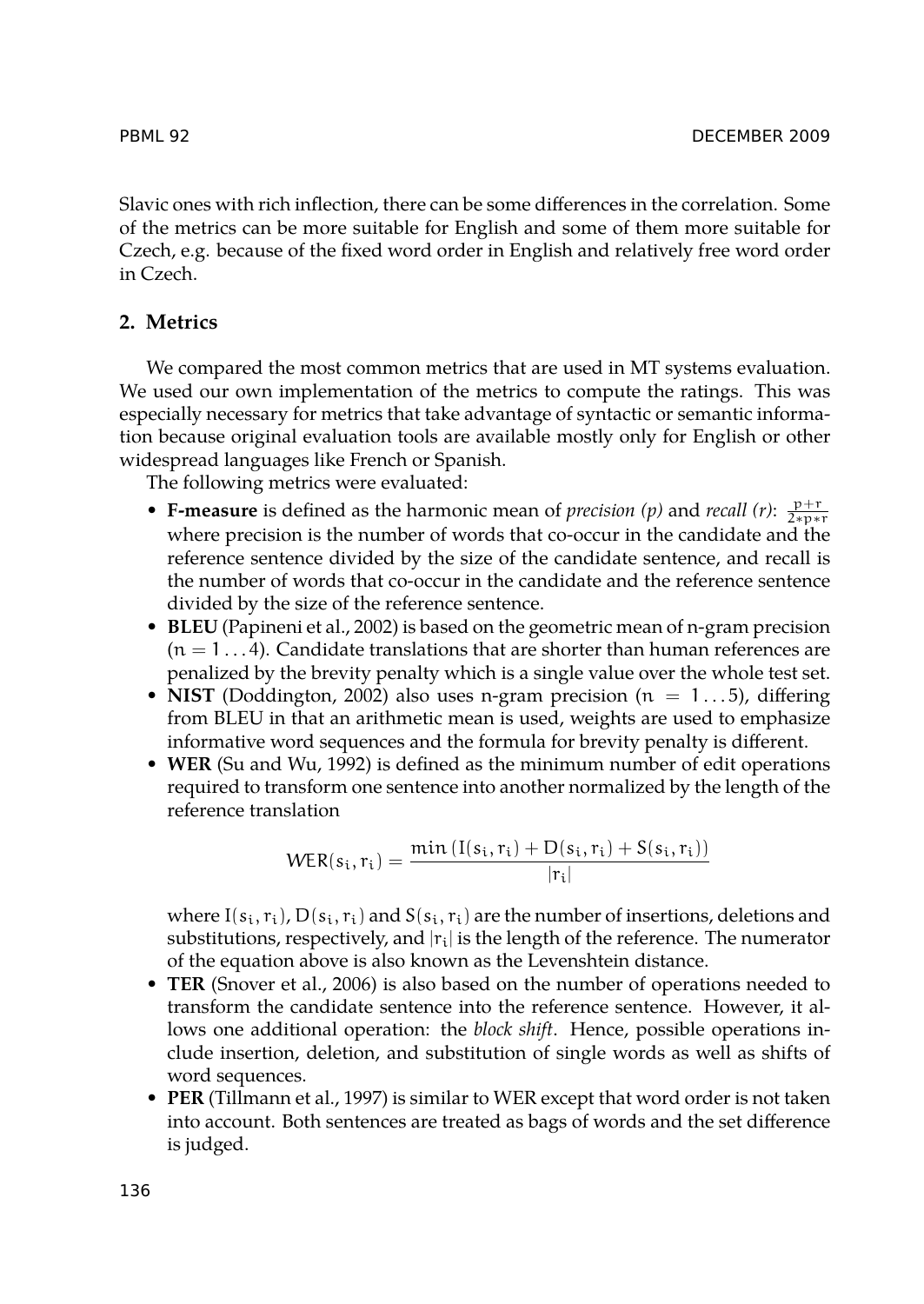Slavic ones with rich inflection, there can be some differences in the correlation. Some of the metrics can be more suitable for English and some of them more suitable for Czech, e.g. because of the fixed word order in English and relatively free word order in Czech.

## 2. Metrics

We compared the most common metrics that are used in MT systems evaluation. We used our own implementation of the metrics to compute the ratings. This was especially necessary for metrics that take advantage of syntactic or semantic information because original evaluation tools are available mostly only for English or other widespread languages like French or Spanish.

The following metrics were evaluated:

- **F-measure** is defined as the harmonic mean of *precision (p)* and *recall (r)*: $\frac{p+r}{2*p*r}$ where precision is the number of words that co-occur in the candidate and the reference sentence divided by the size of the candidate sentence, and recall is the number of words that co-occur in the candidate and the reference sentence divided by the size of the reference sentence.
- **BLEU** (Papineni et al., 2002) is based on the geometric mean of n-gram precision ($n = 1 \ldots 4$). Candidate translations that are shorter than human references are penalized by the brevity penalty which is a single value over the whole test set.
- **NIST** (Doddington, 2002) also uses n-gram precision ($n = 1 \ldots 5$), differing from BLEU in that an arithmetic mean is used, weights are used to emphasize informative word sequences and the formula for brevity penalty is different.
- **WER** (Su and Wu, 1992) is defined as the minimum number of edit operations required to transform one sentence into another normalized by the length of the reference translation

  $$WER(s_i, r_i) = \frac{\min\left(I(s_i, r_i) + D(s_i, r_i) + S(s_i, r_i)\right)}{|r_i|}$$

  where $I(s_i, r_i)$, $D(s_i, r_i)$ and $S(s_i, r_i)$ are the number of insertions, deletions and substitutions, respectively, and $|r_i|$ is the length of the reference. The numerator of the equation above is also known as the Levenshtein distance.
- **TER** (Snover et al., 2006) is also based on the number of operations needed to transform the candidate sentence into the reference sentence. However, it allows one additional operation: the *block shift*. Hence, possible operations include insertion, deletion, and substitution of single words as well as shifts of word sequences.
- **PER** (Tillmann et al., 1997) is similar to WER except that word order is not taken into account. Both sentences are treated as bags of words and the set difference is judged.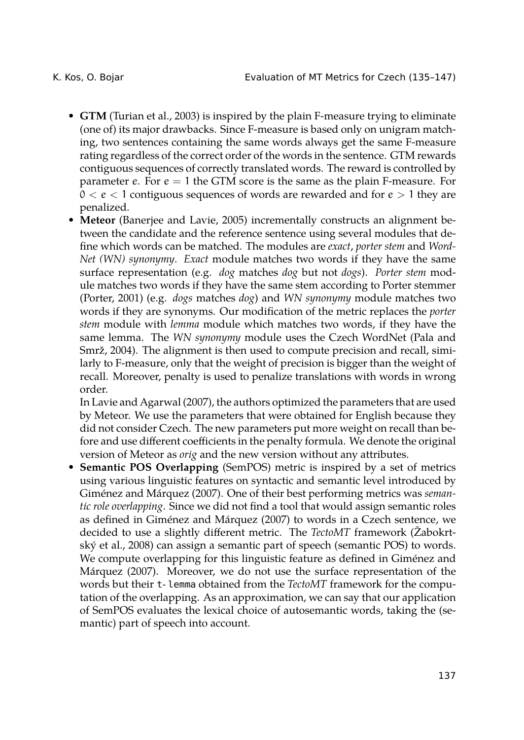- **GTM** (Turian et al., 2003) is inspired by the plain F-measure trying to eliminate (one of) its major drawbacks. Since F-measure is based only on unigram matching, two sentences containing the same words always get the same F-measure rating regardless of the correct order of the words in the sentence. GTM rewards contiguous sequences of correctly translated words. The reward is controlled by parameter $e$. For $e = 1$ the GTM score is the same as the plain F-measure. For $0 < e < 1$ contiguous sequences of words are rewarded and for $e > 1$ they are penalized.
- **Meteor** (Banerjee and Lavie, 2005) incrementally constructs an alignment between the candidate and the reference sentence using several modules that define which words can be matched. The modules are *exact*, *porter stem* and *WordNet (WN) synonymy*. *Exact* module matches two words if they have the same surface representation (e.g. *dog* matches *dog* but not *dogs*). *Porter stem* module matches two words if they have the same stem according to Porter stemmer (Porter, 2001) (e.g. *dogs* matches *dog*) and *WN synonymy* module matches two words if they are synonyms. Our modification of the metric replaces the *porter stem* module with *lemma* module which matches two words, if they have the same lemma. The *WN synonymy* module uses the Czech WordNet (Pala and Smrž, 2004). The alignment is then used to compute precision and recall, similarly to F-measure, only that the weight of precision is bigger than the weight of recall. Moreover, penalty is used to penalize translations with words in wrong order.
  In Lavie and Agarwal (2007), the authors optimized the parameters that are used by Meteor. We use the parameters that were obtained for English because they did not consider Czech. The new parameters put more weight on recall than before and use different coefficients in the penalty formula. We denote the original version of Meteor as *orig* and the new version without any attributes.
- **Semantic POS Overlapping** (SemPOS) metric is inspired by a set of metrics using various linguistic features on syntactic and semantic level introduced by Giménez and Márquez (2007). One of their best performing metrics was *semantic role overlapping*. Since we did not find a tool that would assign semantic roles as defined in Giménez and Márquez (2007) to words in a Czech sentence, we decided to use a slightly different metric. The *TectoMT* framework (Žabokrtský et al., 2008) can assign a semantic part of speech (semantic POS) to words. We compute overlapping for this linguistic feature as defined in Giménez and Márquez (2007). Moreover, we do not use the surface representation of the words but their `t-lemma` obtained from the *TectoMT* framework for the computation of the overlapping. As an approximation, we can say that our application of SemPOS evaluates the lexical choice of autosemantic words, taking the (semantic) part of speech into account.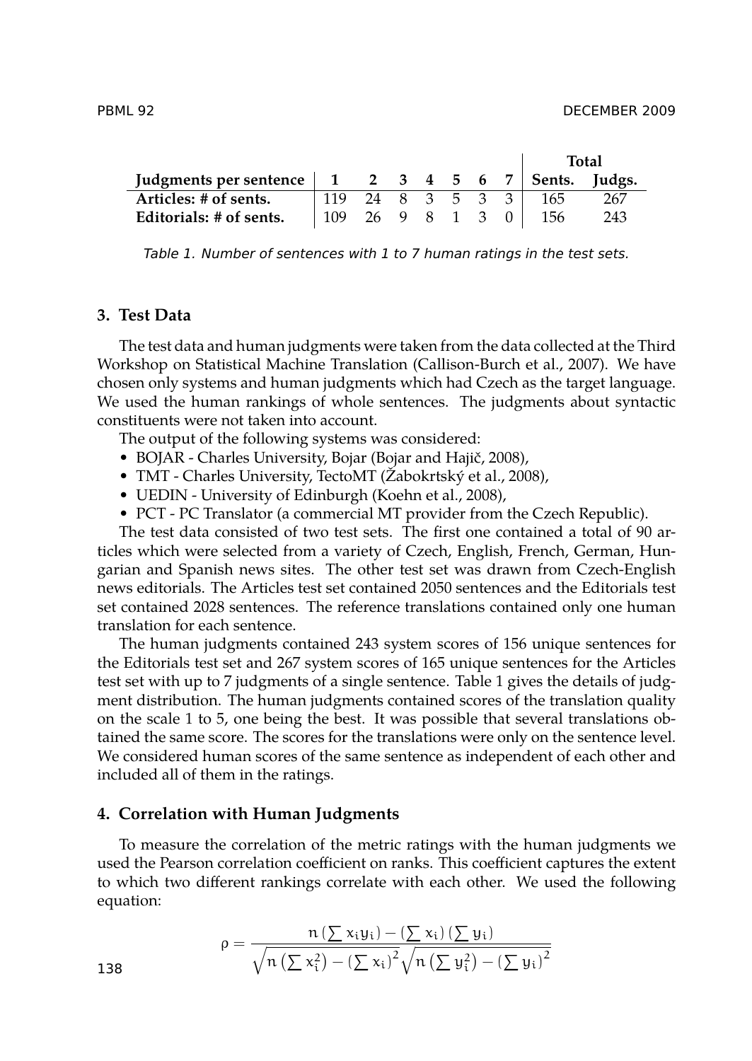| Judgments per sentence | 1 | 2 | 3 | 4 | 5 | 6 | 7 | Total Sents. | Total Judgs. |
|---|---|---|---|---|---|---|---|---|---|
| **Articles: # of sents.** | 119 | 24 | 8 | 3 | 5 | 3 | 3 | 165 | 267 |
| **Editorials: # of sents.** | 109 | 26 | 9 | 8 | 1 | 3 | 0 | 156 | 243 |

*Table 1. Number of sentences with 1 to 7 human ratings in the test sets.*

## 3. Test Data

The test data and human judgments were taken from the data collected at the Third Workshop on Statistical Machine Translation (Callison-Burch et al., 2007). We have chosen only systems and human judgments which had Czech as the target language. We used the human rankings of whole sentences. The judgments about syntactic constituents were not taken into account.

The output of the following systems was considered:

- BOJAR - Charles University, Bojar (Bojar and Hajič, 2008),
- TMT - Charles University, TectoMT (Žabokrtský et al., 2008),
- UEDIN - University of Edinburgh (Koehn et al., 2008),
- PCT - PC Translator (a commercial MT provider from the Czech Republic).

The test data consisted of two test sets. The first one contained a total of 90 articles which were selected from a variety of Czech, English, French, German, Hungarian and Spanish news sites. The other test set was drawn from Czech-English news editorials. The Articles test set contained 2050 sentences and the Editorials test set contained 2028 sentences. The reference translations contained only one human translation for each sentence.

The human judgments contained 243 system scores of 156 unique sentences for the Editorials test set and 267 system scores of 165 unique sentences for the Articles test set with up to 7 judgments of a single sentence. Table 1 gives the details of judgment distribution. The human judgments contained scores of the translation quality on the scale 1 to 5, one being the best. It was possible that several translations obtained the same score. The scores for the translations were only on the sentence level. We considered human scores of the same sentence as independent of each other and included all of them in the ratings.

## 4. Correlation with Human Judgments

To measure the correlation of the metric ratings with the human judgments we used the Pearson correlation coefficient on ranks. This coefficient captures the extent to which two different rankings correlate with each other. We used the following equation:

$$\rho = \frac{n\left(\sum x_i y_i\right) - \left(\sum x_i\right)\left(\sum y_i\right)}{\sqrt{n\left(\sum x_i^2\right) - \left(\sum x_i\right)^2}\sqrt{n\left(\sum y_i^2\right) - \left(\sum y_i\right)^2}}$$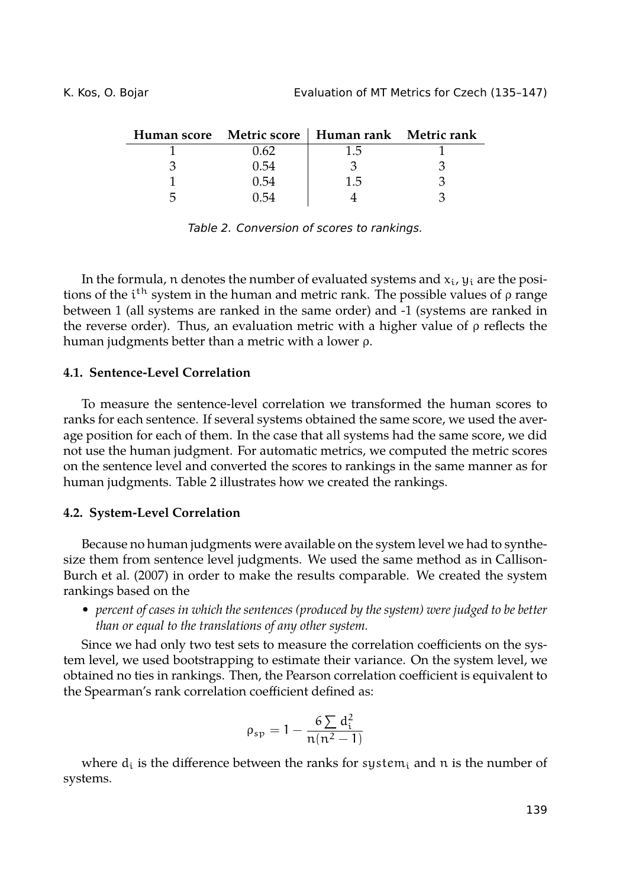| Human score | Metric score | Human rank | Metric rank |
|---|---|---|---|
| 1 | 0.62 | 1.5 | 1 |
| 3 | 0.54 | 3 | 3 |
| 1 | 0.54 | 1.5 | 3 |
| 5 | 0.54 | 4 | 3 |

*Table 2. Conversion of scores to rankings.*

In the formula, $n$ denotes the number of evaluated systems and $x_i$, $y_i$ are the positions of the $i^{th}$ system in the human and metric rank. The possible values of $\rho$ range between 1 (all systems are ranked in the same order) and -1 (systems are ranked in the reverse order). Thus, an evaluation metric with a higher value of $\rho$ reflects the human judgments better than a metric with a lower $\rho$.

### 4.1. Sentence-Level Correlation

To measure the sentence-level correlation we transformed the human scores to ranks for each sentence. If several systems obtained the same score, we used the average position for each of them. In the case that all systems had the same score, we did not use the human judgment. For automatic metrics, we computed the metric scores on the sentence level and converted the scores to rankings in the same manner as for human judgments. Table 2 illustrates how we created the rankings.

### 4.2. System-Level Correlation

Because no human judgments were available on the system level we had to synthesize them from sentence level judgments. We used the same method as in Callison-Burch et al. (2007) in order to make the results comparable. We created the system rankings based on the

- *percent of cases in which the sentences (produced by the system) were judged to be better than or equal to the translations of any other system.*

Since we had only two test sets to measure the correlation coefficients on the system level, we used bootstrapping to estimate their variance. On the system level, we obtained no ties in rankings. Then, the Pearson correlation coefficient is equivalent to the Spearman's rank correlation coefficient defined as:

$$\rho_{sp} = 1 - \frac{6 \sum d_i^2}{n(n^2 - 1)}$$

where $d_i$ is the difference between the ranks for $system_i$ and $n$ is the number of systems.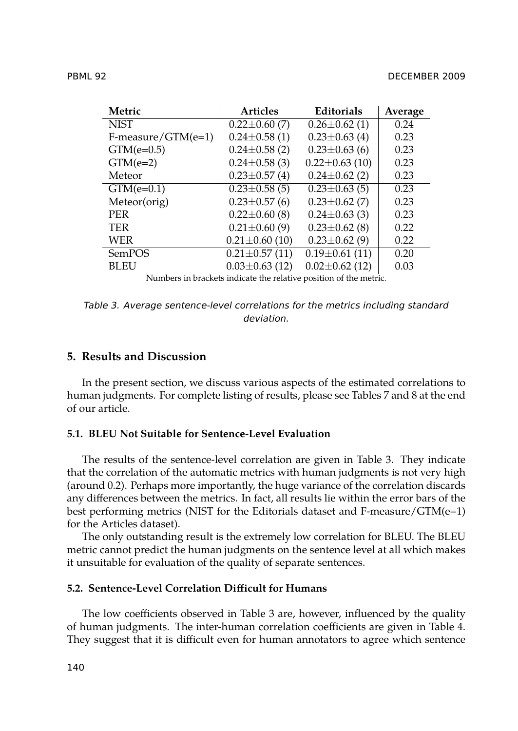| Metric | Articles | Editorials | Average |
|---|---|---|---|
| NIST | $0.22 \pm 0.60$ (7) | $0.26 \pm 0.62$ (1) | 0.24 |
| F-measure/GTM(e=1) | $0.24 \pm 0.58$ (1) | $0.23 \pm 0.63$ (4) | 0.23 |
| GTM(e=0.5) | $0.24 \pm 0.58$ (2) | $0.23 \pm 0.63$ (6) | 0.23 |
| GTM(e=2) | $0.24 \pm 0.58$ (3) | $0.22 \pm 0.63$ (10) | 0.23 |
| Meteor | $0.23 \pm 0.57$ (4) | $0.24 \pm 0.62$ (2) | 0.23 |
| GTM(e=0.1) | $0.23 \pm 0.58$ (5) | $0.23 \pm 0.63$ (5) | 0.23 |
| Meteor(orig) | $0.23 \pm 0.57$ (6) | $0.23 \pm 0.62$ (7) | 0.23 |
| PER | $0.22 \pm 0.60$ (8) | $0.24 \pm 0.63$ (3) | 0.23 |
| TER | $0.21 \pm 0.60$ (9) | $0.23 \pm 0.62$ (8) | 0.22 |
| WER | $0.21 \pm 0.60$ (10) | $0.23 \pm 0.62$ (9) | 0.22 |
| SemPOS | $0.21 \pm 0.57$ (11) | $0.19 \pm 0.61$ (11) | 0.20 |
| BLEU | $0.03 \pm 0.63$ (12) | $0.02 \pm 0.62$ (12) | 0.03 |

Numbers in brackets indicate the relative position of the metric.

*Table 3. Average sentence-level correlations for the metrics including standard deviation.*

## 5. Results and Discussion

In the present section, we discuss various aspects of the estimated correlations to human judgments. For complete listing of results, please see Tables 7 and 8 at the end of our article.

### 5.1. BLEU Not Suitable for Sentence-Level Evaluation

The results of the sentence-level correlation are given in Table 3. They indicate that the correlation of the automatic metrics with human judgments is not very high (around 0.2). Perhaps more importantly, the huge variance of the correlation discards any differences between the metrics. In fact, all results lie within the error bars of the best performing metrics (NIST for the Editorials dataset and F-measure/GTM(e=1) for the Articles dataset).

The only outstanding result is the extremely low correlation for BLEU. The BLEU metric cannot predict the human judgments on the sentence level at all which makes it unsuitable for evaluation of the quality of separate sentences.

### 5.2. Sentence-Level Correlation Difficult for Humans

The low coefficients observed in Table 3 are, however, influenced by the quality of human judgments. The inter-human correlation coefficients are given in Table 4. They suggest that it is difficult even for human annotators to agree which sentence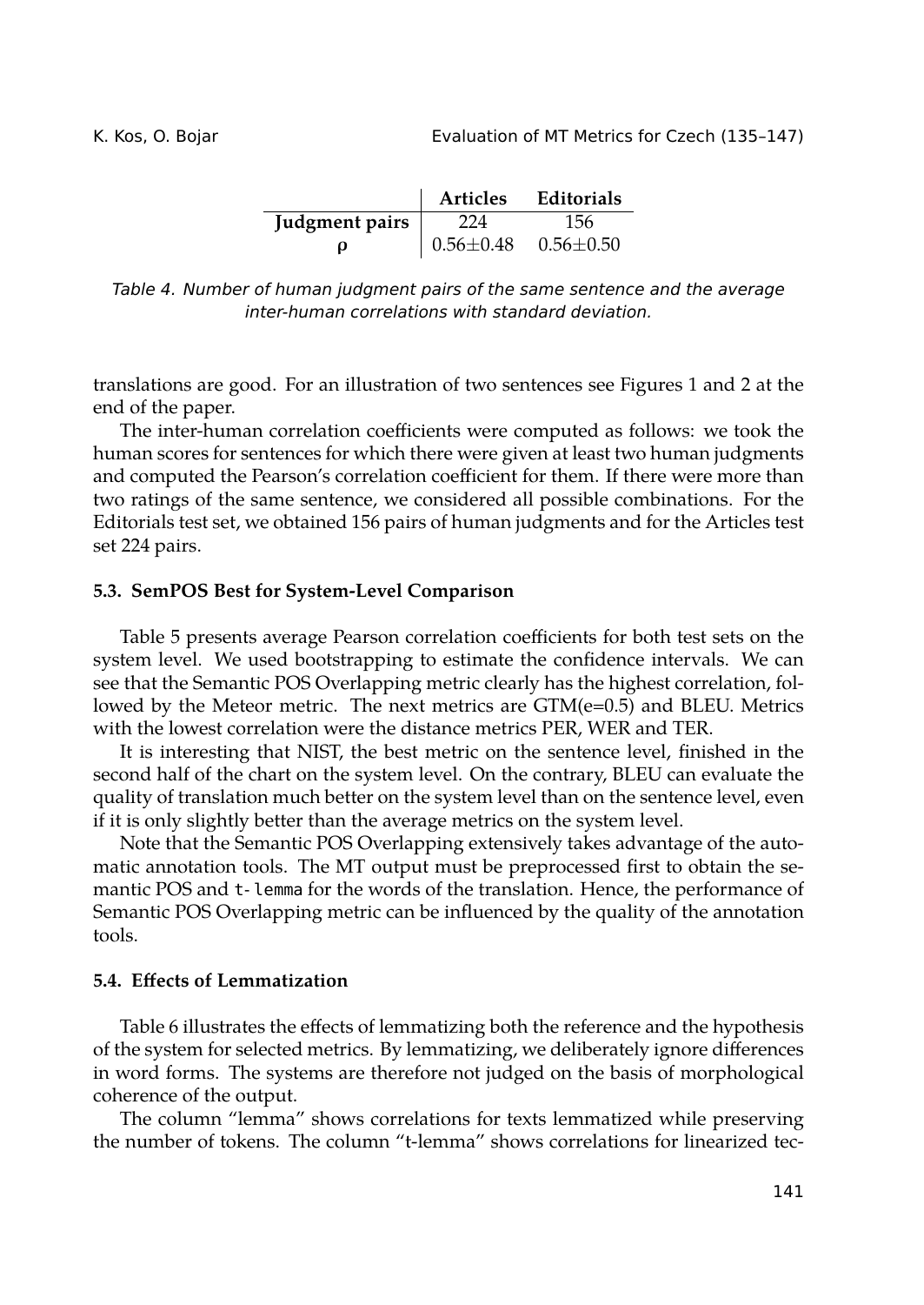| | **Articles** | **Editorials** |
|---|---|---|
| **Judgment pairs** | 224 | 156 |
| $\rho$ | $0.56 \pm 0.48$ | $0.56 \pm 0.50$ |

*Table 4. Number of human judgment pairs of the same sentence and the average inter-human correlations with standard deviation.*

translations are good. For an illustration of two sentences see Figures 1 and 2 at the end of the paper.

The inter-human correlation coefficients were computed as follows: we took the human scores for sentences for which there were given at least two human judgments and computed the Pearson's correlation coefficient for them. If there were more than two ratings of the same sentence, we considered all possible combinations. For the Editorials test set, we obtained 156 pairs of human judgments and for the Articles test set 224 pairs.

### 5.3. SemPOS Best for System-Level Comparison

Table 5 presents average Pearson correlation coefficients for both test sets on the system level. We used bootstrapping to estimate the confidence intervals. We can see that the Semantic POS Overlapping metric clearly has the highest correlation, followed by the Meteor metric. The next metrics are GTM(e=0.5) and BLEU. Metrics with the lowest correlation were the distance metrics PER, WER and TER.

It is interesting that NIST, the best metric on the sentence level, finished in the second half of the chart on the system level. On the contrary, BLEU can evaluate the quality of translation much better on the system level than on the sentence level, even if it is only slightly better than the average metrics on the system level.

Note that the Semantic POS Overlapping extensively takes advantage of the automatic annotation tools. The MT output must be preprocessed first to obtain the semantic POS and `t-lemma` for the words of the translation. Hence, the performance of Semantic POS Overlapping metric can be influenced by the quality of the annotation tools.

### 5.4. Effects of Lemmatization

Table 6 illustrates the effects of lemmatizing both the reference and the hypothesis of the system for selected metrics. By lemmatizing, we deliberately ignore differences in word forms. The systems are therefore not judged on the basis of morphological coherence of the output.

The column "lemma" shows correlations for texts lemmatized while preserving the number of tokens. The column "t-lemma" shows correlations for linearized tec-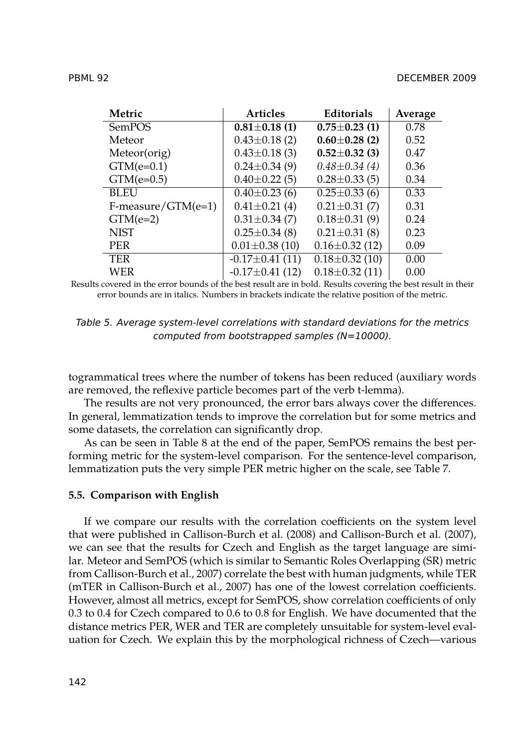| Metric | Articles | Editorials | Average |
|---|---|---|---|
| SemPOS | **0.81±0.18 (1)** | **0.75±0.23 (1)** | 0.78 |
| Meteor | 0.43±0.18 (2) | **0.60±0.28 (2)** | 0.52 |
| Meteor(orig) | 0.43±0.18 (3) | **0.52±0.32 (3)** | 0.47 |
| GTM(e=0.1) | 0.24±0.34 (9) | *0.48±0.34 (4)* | 0.36 |
| GTM(e=0.5) | 0.40±0.22 (5) | 0.28±0.33 (5) | 0.34 |
| BLEU | 0.40±0.23 (6) | 0.25±0.33 (6) | 0.33 |
| F-measure/GTM(e=1) | 0.41±0.21 (4) | 0.21±0.31 (7) | 0.31 |
| GTM(e=2) | 0.31±0.34 (7) | 0.18±0.31 (9) | 0.24 |
| NIST | 0.25±0.34 (8) | 0.21±0.31 (8) | 0.23 |
| PER | 0.01±0.38 (10) | 0.16±0.32 (12) | 0.09 |
| TER | -0.17±0.41 (11) | 0.18±0.32 (10) | 0.00 |
| WER | -0.17±0.41 (12) | 0.18±0.32 (11) | 0.00 |

Results covered in the error bounds of the best result are in bold. Results covering the best result in their error bounds are in italics. Numbers in brackets indicate the relative position of the metric.

*Table 5. Average system-level correlations with standard deviations for the metrics computed from bootstrapped samples (N=10000).*

togrammatical trees where the number of tokens has been reduced (auxiliary words are removed, the reflexive particle becomes part of the verb t-lemma).

The results are not very pronounced, the error bars always cover the differences. In general, lemmatization tends to improve the correlation but for some metrics and some datasets, the correlation can significantly drop.

As can be seen in Table 8 at the end of the paper, SemPOS remains the best performing metric for the system-level comparison. For the sentence-level comparison, lemmatization puts the very simple PER metric higher on the scale, see Table 7.

### 5.5. Comparison with English

If we compare our results with the correlation coefficients on the system level that were published in Callison-Burch et al. (2008) and Callison-Burch et al. (2007), we can see that the results for Czech and English as the target language are similar. Meteor and SemPOS (which is similar to Semantic Roles Overlapping (SR) metric from Callison-Burch et al., 2007) correlate the best with human judgments, while TER (mTER in Callison-Burch et al., 2007) has one of the lowest correlation coefficients. However, almost all metrics, except for SemPOS, show correlation coefficients of only 0.3 to 0.4 for Czech compared to 0.6 to 0.8 for English. We have documented that the distance metrics PER, WER and TER are completely unsuitable for system-level evaluation for Czech. We explain this by the morphological richness of Czech—various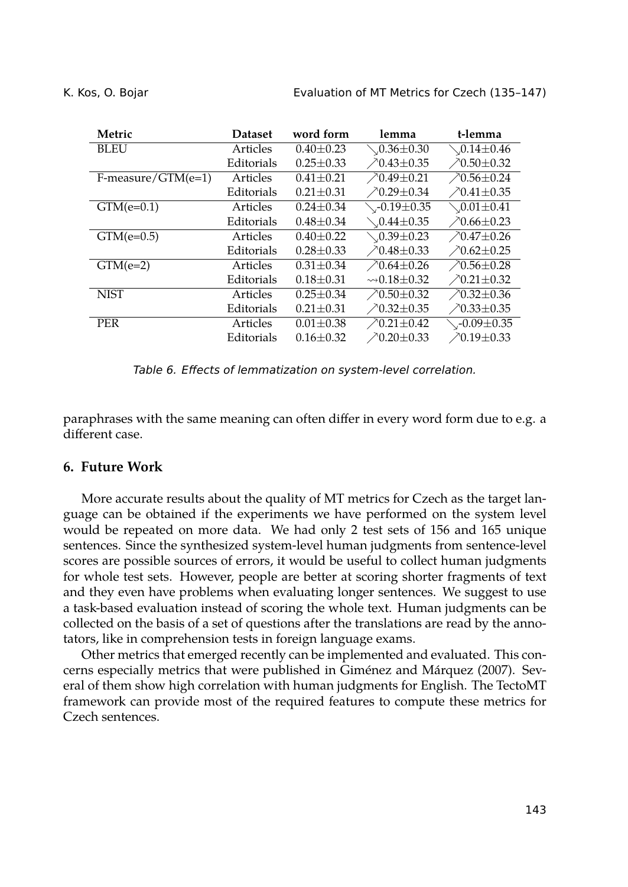| Metric | Dataset | word form | lemma | t-lemma |
|---|---|---|---|---|
| BLEU | Articles | $0.40\pm0.23$ | $\searrow 0.36\pm0.30$ | $\searrow 0.14\pm0.46$ |
| | Editorials | $0.25\pm0.33$ | $\nearrow 0.43\pm0.35$ | $\nearrow 0.50\pm0.32$ |
| F-measure/GTM(e=1) | Articles | $0.41\pm0.21$ | $\nearrow 0.49\pm0.21$ | $\nearrow 0.56\pm0.24$ |
| | Editorials | $0.21\pm0.31$ | $\nearrow 0.29\pm0.34$ | $\nearrow 0.41\pm0.35$ |
| GTM(e=0.1) | Articles | $0.24\pm0.34$ | $\searrow -0.19\pm0.35$ | $\searrow 0.01\pm0.41$ |
| | Editorials | $0.48\pm0.34$ | $\searrow 0.44\pm0.35$ | $\nearrow 0.66\pm0.23$ |
| GTM(e=0.5) | Articles | $0.40\pm0.22$ | $\searrow 0.39\pm0.23$ | $\nearrow 0.47\pm0.26$ |
| | Editorials | $0.28\pm0.33$ | $\nearrow 0.48\pm0.33$ | $\nearrow 0.62\pm0.25$ |
| GTM(e=2) | Articles | $0.31\pm0.34$ | $\nearrow 0.64\pm0.26$ | $\nearrow 0.56\pm0.28$ |
| | Editorials | $0.18\pm0.31$ | $\rightsquigarrow 0.18\pm0.32$ | $\nearrow 0.21\pm0.32$ |
| NIST | Articles | $0.25\pm0.34$ | $\nearrow 0.50\pm0.32$ | $\nearrow 0.32\pm0.36$ |
| | Editorials | $0.21\pm0.31$ | $\nearrow 0.32\pm0.35$ | $\nearrow 0.33\pm0.35$ |
| PER | Articles | $0.01\pm0.38$ | $\nearrow 0.21\pm0.42$ | $\searrow -0.09\pm0.35$ |
| | Editorials | $0.16\pm0.32$ | $\nearrow 0.20\pm0.33$ | $\nearrow 0.19\pm0.33$ |

*Table 6. Effects of lemmatization on system-level correlation.*

paraphrases with the same meaning can often differ in every word form due to e.g. a different case.

## 6. Future Work

More accurate results about the quality of MT metrics for Czech as the target language can be obtained if the experiments we have performed on the system level would be repeated on more data. We had only 2 test sets of 156 and 165 unique sentences. Since the synthesized system-level human judgments from sentence-level scores are possible sources of errors, it would be useful to collect human judgments for whole test sets. However, people are better at scoring shorter fragments of text and they even have problems when evaluating longer sentences. We suggest to use a task-based evaluation instead of scoring the whole text. Human judgments can be collected on the basis of a set of questions after the translations are read by the annotators, like in comprehension tests in foreign language exams.

Other metrics that emerged recently can be implemented and evaluated. This concerns especially metrics that were published in Giménez and Márquez (2007). Several of them show high correlation with human judgments for English. The TectoMT framework can provide most of the required features to compute these metrics for Czech sentences.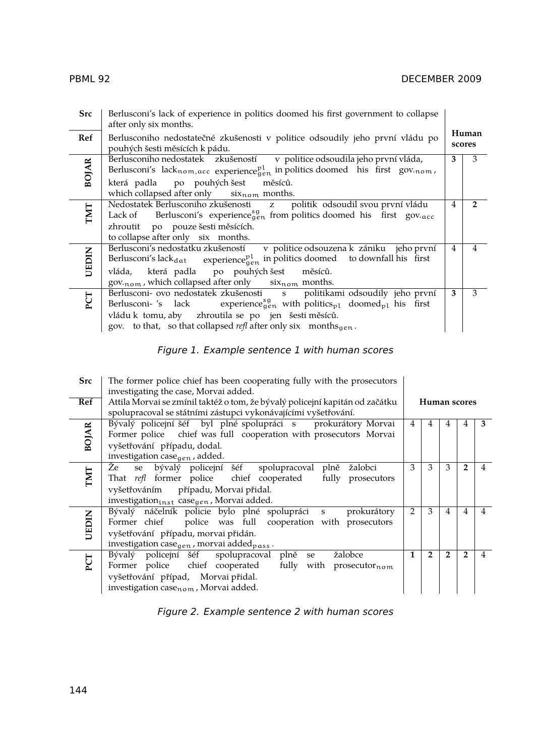| | | Human scores | |
|---|---|---|---|
| **Src** | Berlusconi's lack of experience in politics doomed his first government to collapse after only six months. | | |
| **Ref** | Berlusconiho nedostatečné zkušenosti v politice odsoudily jeho první vládu po pouhých šesti měsících k pádu. | | |
| **BOJAR** | Berlusconiho nedostatek zkušeností v politice odsoudila jeho první vláda, <br> Berlusconi's lack$_{nom,acc}$ experience$^{pl}_{gen}$ in politics doomed his first gov.$_{nom}$, <br> která padla po pouhých šest měsíců. <br> which collapsed after only six$_{nom}$ months. | **3** | 3 |
| **TMT** | Nedostatek Berlusconiho zkušenosti z politik odsoudil svou první vládu <br> Lack of Berlusconi's experience$^{sg}_{gen}$ from politics doomed his first gov.$_{acc}$ <br> zhroutit po pouze šesti měsících. <br> to collapse after only six months. | 4 | **2** |
| **UEDIN** | Berlusconi's nedostatku zkušeností v politice odsouzena k zániku jeho první <br> Berlusconi's lack$_{dat}$ experience$^{pl}_{gen}$ in politics doomed to downfall his first <br> vláda, která padla po pouhých šest měsíců. <br> gov.$_{nom}$, which collapsed after only six$_{nom}$ months. | 4 | 4 |
| **PCT** | Berlusconi- ovo nedostatek zkušenosti s politikami odsoudily jeho první <br> Berlusconi- 's lack experience$^{sg}_{gen}$ with politics$_{pl}$ doomed$_{pl}$ his first <br> vládu k tomu, aby zhroutila se po jen šesti měsíců. <br> gov. to that, so that collapsed *refl* after only six months$_{gen}$. | **3** | 3 |

*Figure 1. Example sentence 1 with human scores*

| | | Human scores | | | | |
|---|---|---|---|---|---|---|
| **Src** | The former police chief has been cooperating fully with the prosecutors investigating the case, Morvai added. | | | | | |
| **Ref** | Attila Morvai se zmínil taktéž o tom, že bývalý policejní kapitán od začátku spolupracoval se státními zástupci vykonávajícími vyšetřování. | | | | | |
| **BOJAR** | Bývalý policejní šéf byl plné spolupráci s prokurátory Morvai <br> Former police chief was full cooperation with prosecutors Morvai <br> vyšetřování případu, dodal. <br> investigation case$_{gen}$, added. | 4 | 4 | 4 | 4 | **3** |
| **TMT** | Že se bývalý policejní šéf spolupracoval plně žalobci <br> That *refl* former police chief cooperated fully prosecutors <br> vyšetřováním případu, Morvai přidal. <br> investigation$_{inst}$ case$_{gen}$, Morvai added. | 3 | 3 | 3 | **2** | 4 |
| **UEDIN** | Bývalý náčelník policie bylo plné spolupráci s prokurátory <br> Former chief police was full cooperation with prosecutors <br> vyšetřování případu, morvai přidán. <br> investigation case$_{gen}$, morvai added$_{pass}$. | 2 | 3 | 4 | 4 | 4 |
| **PCT** | Bývalý policejní šéf spolupracoval plně se žalobce <br> Former police chief cooperated fully with prosecutor$_{nom}$ <br> vyšetřování případ, Morvai přidal. <br> investigation case$_{nom}$, Morvai added. | **1** | **2** | **2** | **2** | 4 |

*Figure 2. Example sentence 2 with human scores*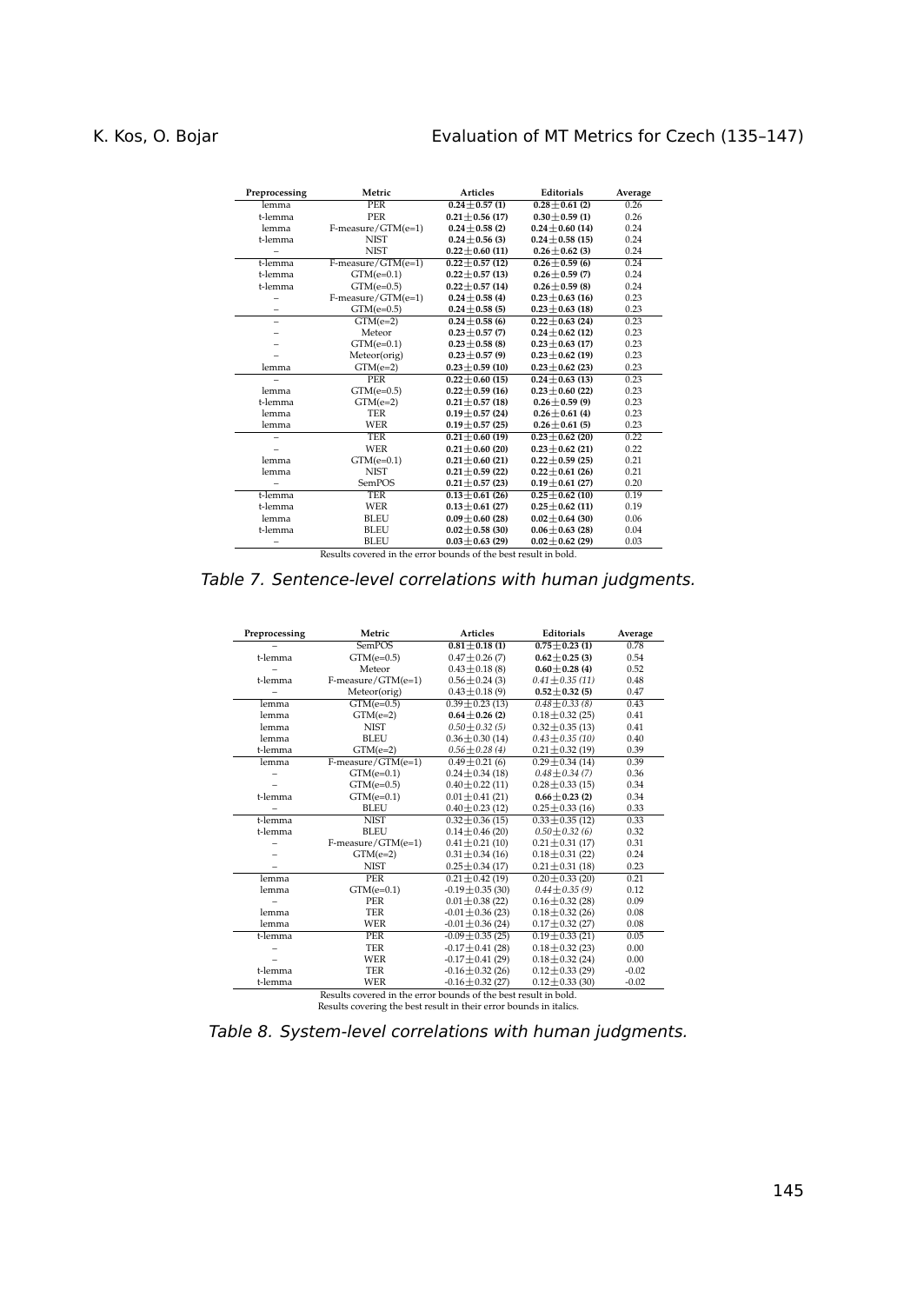| Preprocessing | Metric | Articles | Editorials | Average |
|---|---|---|---|---|
| lemma | PER | **0.24±0.57 (1)** | **0.28±0.61 (2)** | 0.26 |
| t-lemma | PER | **0.21±0.56 (17)** | **0.30±0.59 (1)** | 0.26 |
| lemma | F-measure/GTM(e=1) | **0.24±0.58 (2)** | **0.24±0.60 (14)** | 0.24 |
| t-lemma | NIST | **0.24±0.56 (3)** | **0.24±0.58 (15)** | 0.24 |
| – | NIST | **0.22±0.60 (11)** | **0.26±0.62 (3)** | 0.24 |
| t-lemma | F-measure/GTM(e=1) | **0.22±0.57 (12)** | **0.26±0.59 (6)** | 0.24 |
| t-lemma | GTM(e=0.1) | **0.22±0.57 (13)** | **0.26±0.59 (7)** | 0.24 |
| t-lemma | GTM(e=0.5) | **0.22±0.57 (14)** | **0.26±0.59 (8)** | 0.24 |
| – | F-measure/GTM(e=1) | **0.24±0.58 (4)** | **0.23±0.63 (16)** | 0.23 |
| – | GTM(e=0.5) | **0.24±0.58 (5)** | **0.23±0.63 (18)** | 0.23 |
| – | GTM(e=2) | **0.24±0.58 (6)** | **0.22±0.63 (24)** | 0.23 |
| – | Meteor | **0.23±0.57 (7)** | **0.24±0.62 (12)** | 0.23 |
| – | GTM(e=0.1) | **0.23±0.58 (8)** | **0.23±0.63 (17)** | 0.23 |
| – | Meteor(orig) | **0.23±0.57 (9)** | **0.23±0.62 (19)** | 0.23 |
| lemma | GTM(e=2) | **0.23±0.59 (10)** | **0.23±0.62 (23)** | 0.23 |
| – | PER | **0.22±0.60 (15)** | **0.24±0.63 (13)** | 0.23 |
| lemma | GTM(e=0.5) | **0.22±0.59 (16)** | **0.23±0.60 (22)** | 0.23 |
| t-lemma | GTM(e=2) | **0.21±0.57 (18)** | **0.26±0.59 (9)** | 0.23 |
| lemma | TER | **0.19±0.57 (24)** | **0.26±0.61 (4)** | 0.23 |
| lemma | WER | **0.19±0.57 (25)** | **0.26±0.61 (5)** | 0.23 |
| – | TER | **0.21±0.60 (19)** | **0.23±0.62 (20)** | 0.22 |
| – | WER | **0.21±0.60 (20)** | **0.23±0.62 (21)** | 0.22 |
| lemma | GTM(e=0.1) | **0.21±0.60 (21)** | **0.22±0.59 (25)** | 0.21 |
| lemma | NIST | **0.21±0.59 (22)** | **0.22±0.61 (26)** | 0.21 |
| – | SemPOS | **0.21±0.57 (23)** | **0.19±0.61 (27)** | 0.20 |
| t-lemma | TER | **0.13±0.61 (26)** | **0.25±0.62 (10)** | 0.19 |
| t-lemma | WER | **0.13±0.61 (27)** | **0.25±0.62 (11)** | 0.19 |
| lemma | BLEU | **0.09±0.60 (28)** | **0.02±0.64 (30)** | 0.06 |
| t-lemma | BLEU | **0.02±0.58 (30)** | **0.06±0.63 (28)** | 0.04 |
| – | BLEU | **0.03±0.63 (29)** | **0.02±0.62 (29)** | 0.03 |

Results covered in the error bounds of the best result in bold.

*Table 7. Sentence-level correlations with human judgments.*

| Preprocessing | Metric | Articles | Editorials | Average |
|---|---|---|---|---|
| – | SemPOS | **0.81±0.18 (1)** | **0.75±0.23 (1)** | 0.78 |
| t-lemma | GTM(e=0.5) | 0.47±0.26 (7) | **0.62±0.25 (3)** | 0.54 |
| – | Meteor | 0.43±0.18 (8) | **0.60±0.28 (4)** | 0.52 |
| t-lemma | F-measure/GTM(e=1) | 0.56±0.24 (3) | *0.41±0.35 (11)* | 0.48 |
| – | Meteor(orig) | 0.43±0.18 (9) | **0.52±0.32 (5)** | 0.47 |
| lemma | GTM(e=0.5) | 0.39±0.23 (13) | *0.48±0.33 (8)* | 0.43 |
| lemma | GTM(e=2) | **0.64±0.26 (2)** | 0.18±0.32 (25) | 0.41 |
| lemma | NIST | *0.50±0.32 (5)* | 0.32±0.35 (13) | 0.41 |
| lemma | BLEU | 0.36±0.30 (14) | *0.43±0.35 (10)* | 0.40 |
| t-lemma | GTM(e=2) | *0.56±0.28 (4)* | 0.21±0.32 (19) | 0.39 |
| lemma | F-measure/GTM(e=1) | 0.49±0.21 (6) | 0.29±0.34 (14) | 0.39 |
| – | GTM(e=0.1) | 0.24±0.34 (18) | *0.48±0.34 (7)* | 0.36 |
| – | GTM(e=0.5) | 0.40±0.22 (11) | 0.28±0.33 (15) | 0.34 |
| t-lemma | GTM(e=0.1) | 0.01±0.41 (21) | **0.66±0.23 (2)** | 0.34 |
| – | BLEU | 0.40±0.23 (12) | 0.25±0.33 (16) | 0.33 |
| t-lemma | NIST | 0.32±0.36 (15) | 0.33±0.35 (12) | 0.33 |
| t-lemma | BLEU | 0.14±0.46 (20) | *0.50±0.32 (6)* | 0.32 |
| – | F-measure/GTM(e=1) | 0.41±0.21 (10) | 0.21±0.31 (17) | 0.31 |
| – | GTM(e=2) | 0.31±0.34 (16) | 0.18±0.31 (22) | 0.24 |
| – | NIST | 0.25±0.34 (17) | 0.21±0.31 (18) | 0.23 |
| lemma | PER | 0.21±0.42 (19) | 0.20±0.33 (20) | 0.21 |
| lemma | GTM(e=0.1) | -0.19±0.35 (30) | *0.44±0.35 (9)* | 0.12 |
| – | PER | 0.01±0.38 (22) | 0.16±0.32 (28) | 0.09 |
| lemma | TER | -0.01±0.36 (23) | 0.18±0.32 (26) | 0.08 |
| lemma | WER | -0.01±0.36 (24) | 0.17±0.32 (27) | 0.08 |
| t-lemma | PER | -0.09±0.35 (25) | 0.19±0.33 (21) | 0.05 |
| – | TER | -0.17±0.41 (28) | 0.18±0.32 (23) | 0.00 |
| – | WER | -0.17±0.41 (29) | 0.18±0.32 (24) | 0.00 |
| t-lemma | TER | -0.16±0.32 (26) | 0.12±0.33 (29) | -0.02 |
| t-lemma | WER | -0.16±0.32 (27) | 0.12±0.33 (30) | -0.02 |

Results covered in the error bounds of the best result in bold.
Results covering the best result in their error bounds in italics.

*Table 8. System-level correlations with human judgments.*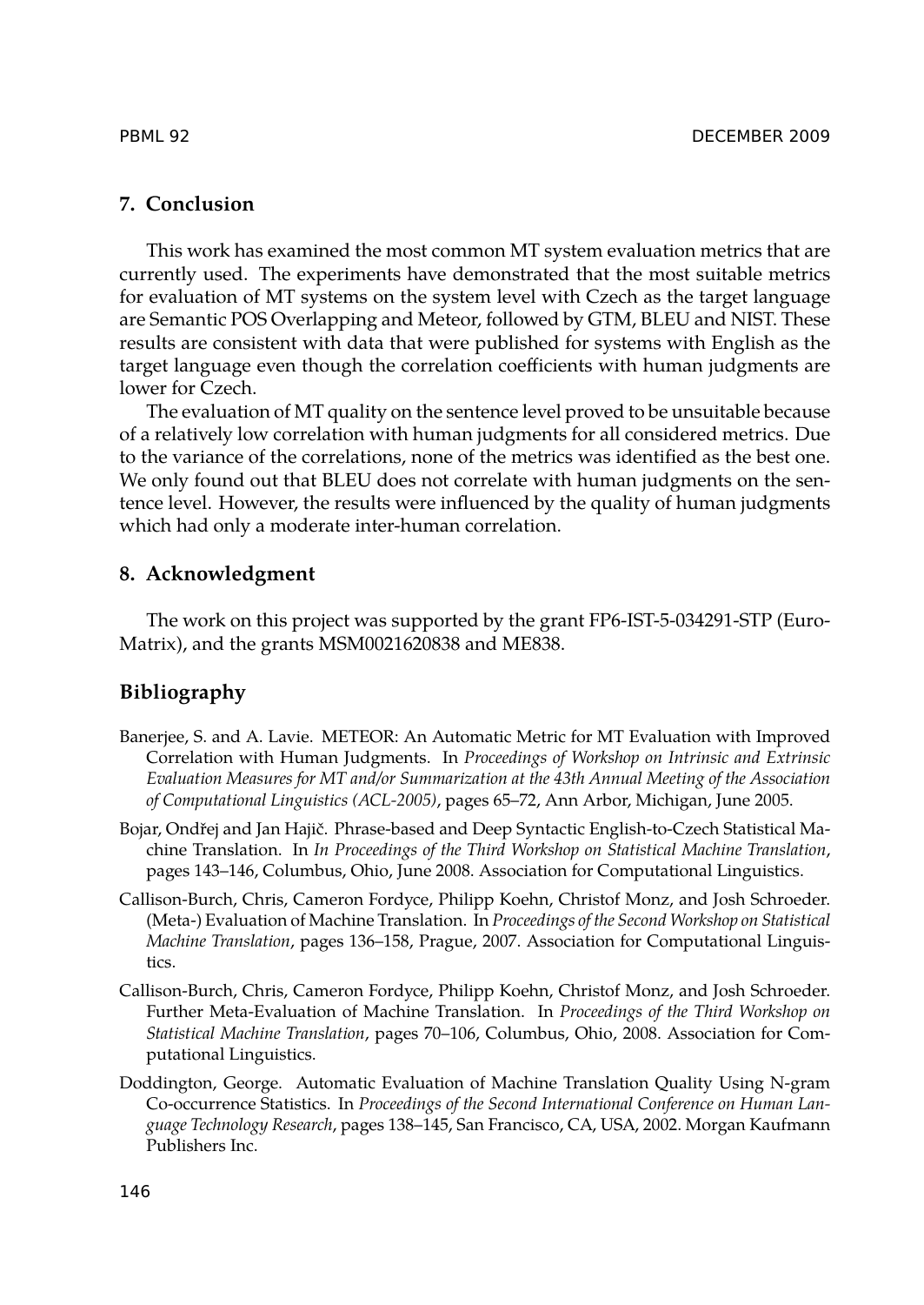## 7. Conclusion

This work has examined the most common MT system evaluation metrics that are currently used. The experiments have demonstrated that the most suitable metrics for evaluation of MT systems on the system level with Czech as the target language are Semantic POS Overlapping and Meteor, followed by GTM, BLEU and NIST. These results are consistent with data that were published for systems with English as the target language even though the correlation coefficients with human judgments are lower for Czech.

The evaluation of MT quality on the sentence level proved to be unsuitable because of a relatively low correlation with human judgments for all considered metrics. Due to the variance of the correlations, none of the metrics was identified as the best one. We only found out that BLEU does not correlate with human judgments on the sentence level. However, the results were influenced by the quality of human judgments which had only a moderate inter-human correlation.

## 8. Acknowledgment

The work on this project was supported by the grant FP6-IST-5-034291-STP (EuroMatrix), and the grants MSM0021620838 and ME838.

## Bibliography

Banerjee, S. and A. Lavie. METEOR: An Automatic Metric for MT Evaluation with Improved Correlation with Human Judgments. In *Proceedings of Workshop on Intrinsic and Extrinsic Evaluation Measures for MT and/or Summarization at the 43th Annual Meeting of the Association of Computational Linguistics (ACL-2005)*, pages 65–72, Ann Arbor, Michigan, June 2005.

Bojar, Ondřej and Jan Hajič. Phrase-based and Deep Syntactic English-to-Czech Statistical Machine Translation. In *In Proceedings of the Third Workshop on Statistical Machine Translation*, pages 143–146, Columbus, Ohio, June 2008. Association for Computational Linguistics.

Callison-Burch, Chris, Cameron Fordyce, Philipp Koehn, Christof Monz, and Josh Schroeder. (Meta-) Evaluation of Machine Translation. In *Proceedings of the Second Workshop on Statistical Machine Translation*, pages 136–158, Prague, 2007. Association for Computational Linguistics.

Callison-Burch, Chris, Cameron Fordyce, Philipp Koehn, Christof Monz, and Josh Schroeder. Further Meta-Evaluation of Machine Translation. In *Proceedings of the Third Workshop on Statistical Machine Translation*, pages 70–106, Columbus, Ohio, 2008. Association for Computational Linguistics.

Doddington, George. Automatic Evaluation of Machine Translation Quality Using N-gram Co-occurrence Statistics. In *Proceedings of the Second International Conference on Human Language Technology Research*, pages 138–145, San Francisco, CA, USA, 2002. Morgan Kaufmann Publishers Inc.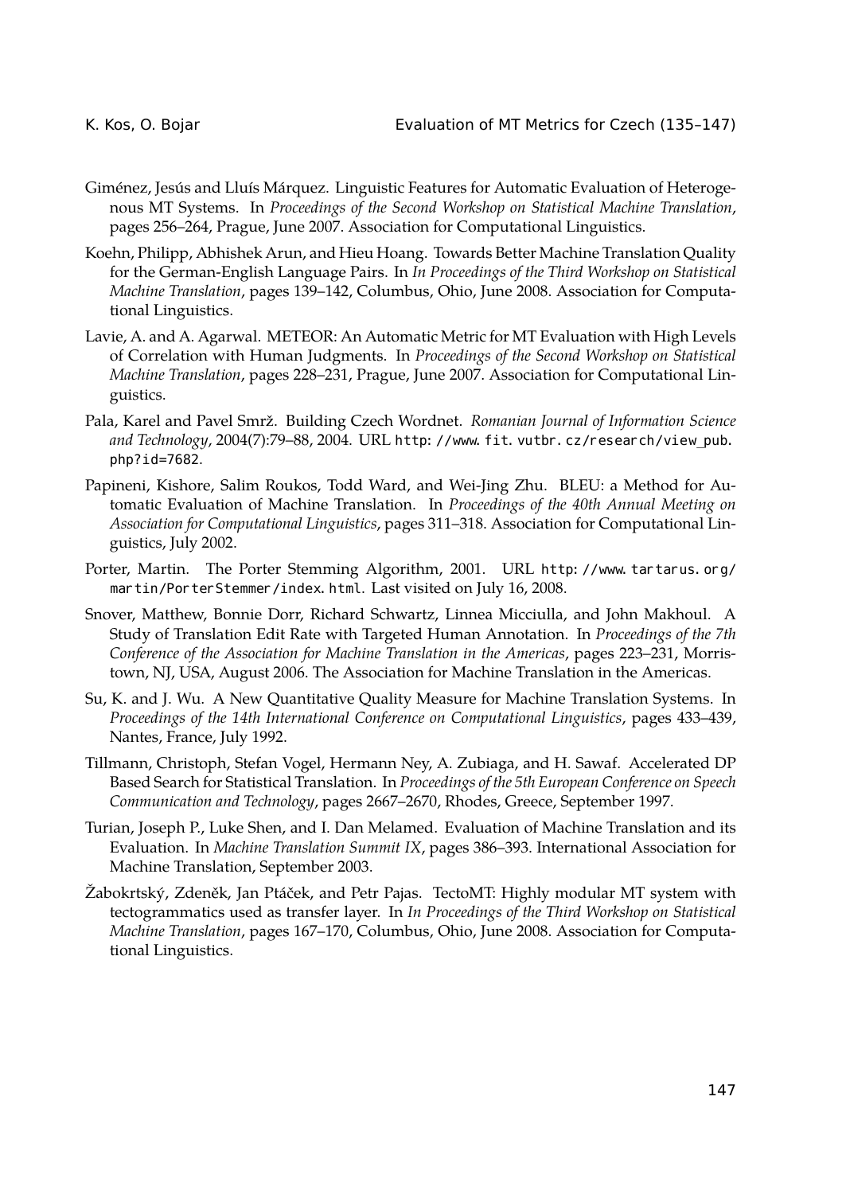Giménez, Jesús and Lluís Màrquez. Linguistic Features for Automatic Evaluation of Heterogenous MT Systems. In *Proceedings of the Second Workshop on Statistical Machine Translation*, pages 256–264, Prague, June 2007. Association for Computational Linguistics.

Koehn, Philipp, Abhishek Arun, and Hieu Hoang. Towards Better Machine Translation Quality for the German-English Language Pairs. In *In Proceedings of the Third Workshop on Statistical Machine Translation*, pages 139–142, Columbus, Ohio, June 2008. Association for Computational Linguistics.

Lavie, A. and A. Agarwal. METEOR: An Automatic Metric for MT Evaluation with High Levels of Correlation with Human Judgments. In *Proceedings of the Second Workshop on Statistical Machine Translation*, pages 228–231, Prague, June 2007. Association for Computational Linguistics.

Pala, Karel and Pavel Smrž. Building Czech Wordnet. *Romanian Journal of Information Science and Technology*, 2004(7):79–88, 2004. URL http://www.fit.vutbr.cz/research/view_pub.php?id=7682.

Papineni, Kishore, Salim Roukos, Todd Ward, and Wei-Jing Zhu. BLEU: a Method for Automatic Evaluation of Machine Translation. In *Proceedings of the 40th Annual Meeting on Association for Computational Linguistics*, pages 311–318. Association for Computational Linguistics, July 2002.

Porter, Martin. The Porter Stemming Algorithm, 2001. URL http://www.tartarus.org/martin/PorterStemmer/index.html. Last visited on July 16, 2008.

Snover, Matthew, Bonnie Dorr, Richard Schwartz, Linnea Micciulla, and John Makhoul. A Study of Translation Edit Rate with Targeted Human Annotation. In *Proceedings of the 7th Conference of the Association for Machine Translation in the Americas*, pages 223–231, Morristown, NJ, USA, August 2006. The Association for Machine Translation in the Americas.

Su, K. and J. Wu. A New Quantitative Quality Measure for Machine Translation Systems. In *Proceedings of the 14th International Conference on Computational Linguistics*, pages 433–439, Nantes, France, July 1992.

Tillmann, Christoph, Stefan Vogel, Hermann Ney, A. Zubiaga, and H. Sawaf. Accelerated DP Based Search for Statistical Translation. In *Proceedings of the 5th European Conference on Speech Communication and Technology*, pages 2667–2670, Rhodes, Greece, September 1997.

Turian, Joseph P., Luke Shen, and I. Dan Melamed. Evaluation of Machine Translation and its Evaluation. In *Machine Translation Summit IX*, pages 386–393. International Association for Machine Translation, September 2003.

Žabokrtský, Zdeněk, Jan Ptáček, and Petr Pajas. TectoMT: Highly modular MT system with tectogrammatics used as transfer layer. In *In Proceedings of the Third Workshop on Statistical Machine Translation*, pages 167–170, Columbus, Ohio, June 2008. Association for Computational Linguistics.